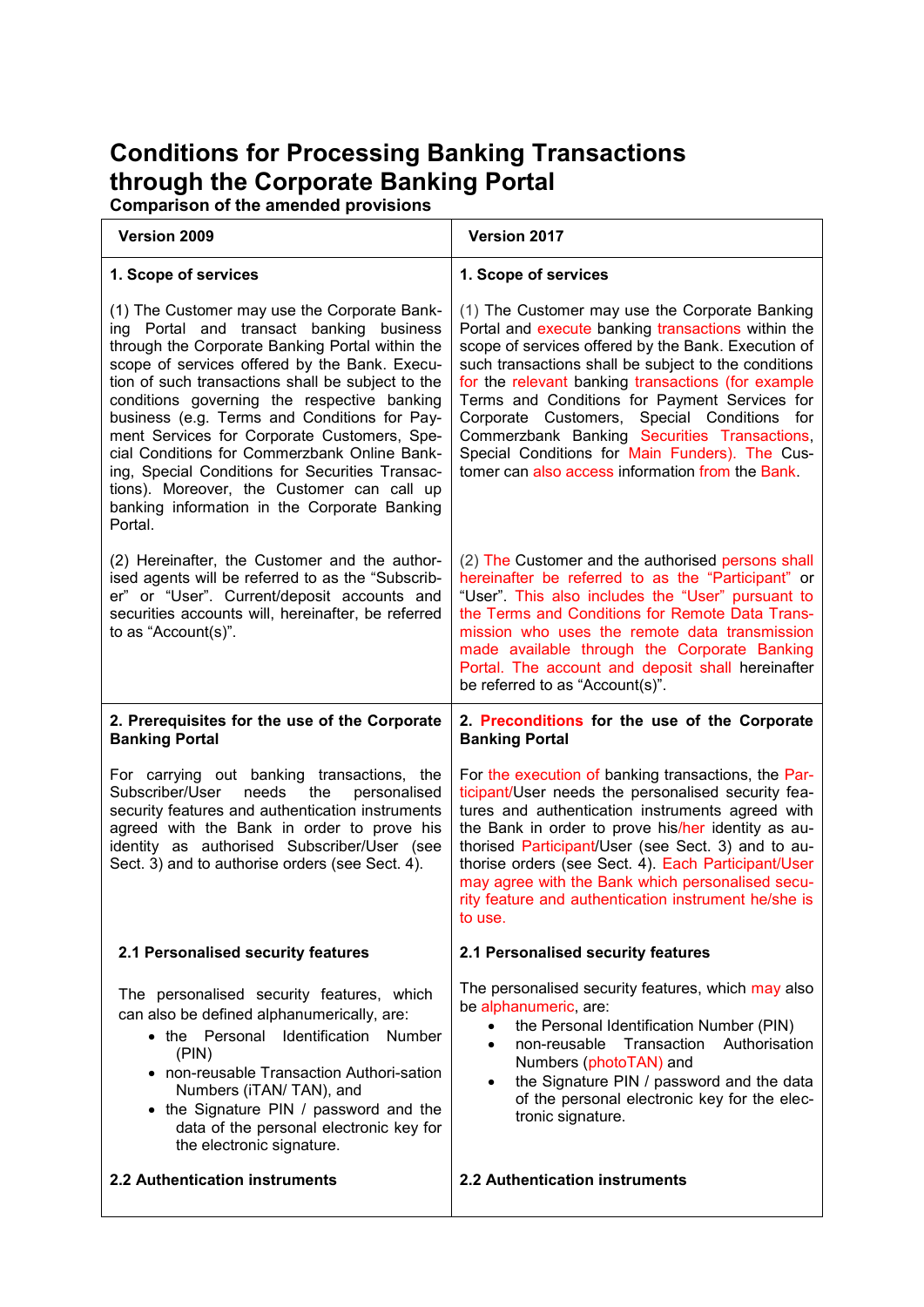# Conditions for Processing Banking Transactions through the Corporate Banking Portal

**Comparison of the amended provisions**

| Version 2009 | Version 2017 |
|---|---|
| **1. Scope of services** | **1. Scope of services** |
| (1) The Customer may use the Corporate Banking Portal and transact banking business through the Corporate Banking Portal within the scope of services offered by the Bank. Execution of such transactions shall be subject to the conditions governing the respective banking business (e.g. Terms and Conditions for Payment Services for Corporate Customers, Special Conditions for Commerzbank Online Banking, Special Conditions for Securities Transactions). Moreover, the Customer can call up banking information in the Corporate Banking Portal. | (1) The Customer may use the Corporate Banking Portal and execute banking transactions within the scope of services offered by the Bank. Execution of such transactions shall be subject to the conditions for the relevant banking transactions (for example Terms and Conditions for Payment Services for Corporate Customers, Special Conditions for Commerzbank Banking Securities Transactions, Special Conditions for Main Funders). The Customer can also access information from the Bank. |
| (2) Hereinafter, the Customer and the authorised agents will be referred to as the "Subscriber" or "User". Current/deposit accounts and securities accounts will, hereinafter, be referred to as "Account(s)". | (2) The Customer and the authorised persons shall hereinafter be referred to as the "Participant" or "User". This also includes the "User" pursuant to the Terms and Conditions for Remote Data Transmission who uses the remote data transmission made available through the Corporate Banking Portal. The account and deposit shall hereinafter be referred to as "Account(s)". |
| **2. Prerequisites for the use of the Corporate Banking Portal** | **2. Preconditions for the use of the Corporate Banking Portal** |
| For carrying out banking transactions, the Subscriber/User needs the personalised security features and authentication instruments agreed with the Bank in order to prove his identity as authorised Subscriber/User (see Sect. 3) and to authorise orders (see Sect. 4). | For the execution of banking transactions, the Participant/User needs the personalised security features and authentication instruments agreed with the Bank in order to prove his/her identity as authorised Participant/User (see Sect. 3) and to authorise orders (see Sect. 4). Each Participant/User may agree with the Bank which personalised security feature and authentication instrument he/she is to use. |
| **2.1 Personalised security features** | **2.1 Personalised security features** |
| The personalised security features, which can also be defined alphanumerically, are:<br>• the Personal Identification Number (PIN)<br>• non-reusable Transaction Authori-sation Numbers (iTAN/ TAN), and<br>• the Signature PIN / password and the data of the personal electronic key for the electronic signature. | The personalised security features, which may also be alphanumeric, are:<br>• the Personal Identification Number (PIN)<br>• non-reusable Transaction Authorisation Numbers (photoTAN) and<br>• the Signature PIN / password and the data of the personal electronic key for the electronic signature. |
| **2.2 Authentication instruments** | **2.2 Authentication instruments** |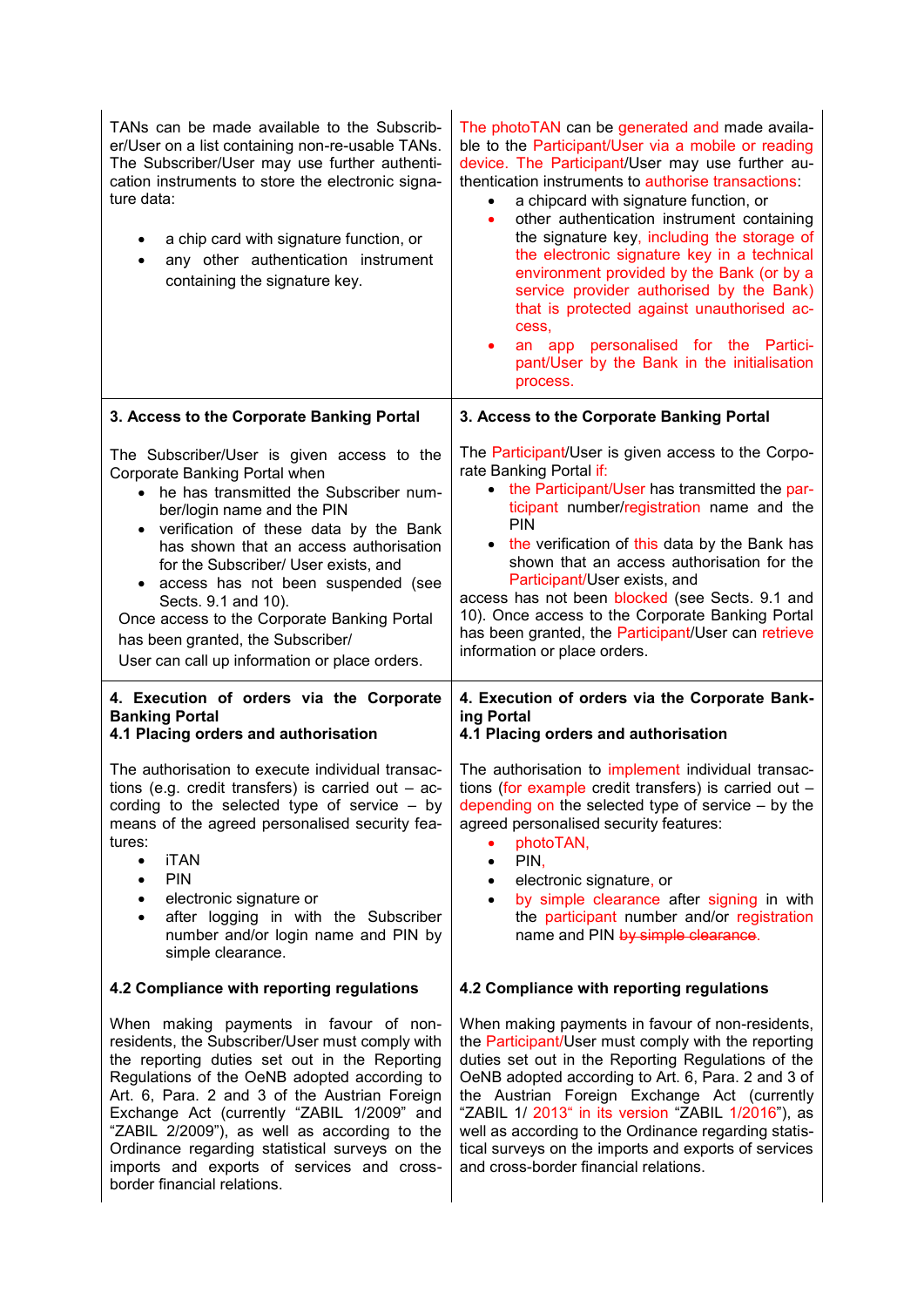| | |
|---|---|
| TANs can be made available to the Subscriber/User on a list containing non-re-usable TANs. The Subscriber/User may use further authentication instruments to store the electronic signature data:<br><br>• a chip card with signature function, or<br>• any other authentication instrument containing the signature key. | The photoTAN can be generated and made available to the Participant/User via a mobile or reading device. The Participant/User may use further authentication instruments to authorise transactions:<br>• a chipcard with signature function, or<br>• other authentication instrument containing the signature key, including the storage of the electronic signature key in a technical environment provided by the Bank (or by a service provider authorised by the Bank) that is protected against unauthorised access,<br>• an app personalised for the Participant/User by the Bank in the initialisation process. |
| **3. Access to the Corporate Banking Portal**<br><br>The Subscriber/User is given access to the Corporate Banking Portal when<br>• he has transmitted the Subscriber number/login name and the PIN<br>• verification of these data by the Bank has shown that an access authorisation for the Subscriber/ User exists, and<br>• access has not been suspended (see Sects. 9.1 and 10).<br>Once access to the Corporate Banking Portal has been granted, the Subscriber/ User can call up information or place orders. | **3. Access to the Corporate Banking Portal**<br><br>The Participant/User is given access to the Corporate Banking Portal if:<br>• the Participant/User has transmitted the participant number/registration name and the PIN<br>• the verification of this data by the Bank has shown that an access authorisation for the Participant/User exists, and<br>access has not been blocked (see Sects. 9.1 and 10). Once access to the Corporate Banking Portal has been granted, the Participant/User can retrieve information or place orders. |
| **4. Execution of orders via the Corporate Banking Portal**<br>**4.1 Placing orders and authorisation**<br><br>The authorisation to execute individual transactions (e.g. credit transfers) is carried out – according to the selected type of service – by means of the agreed personalised security features:<br>• iTAN<br>• PIN<br>• electronic signature or<br>• after logging in with the Subscriber number and/or login name and PIN by simple clearance.<br><br>**4.2 Compliance with reporting regulations**<br><br>When making payments in favour of non-residents, the Subscriber/User must comply with the reporting duties set out in the Reporting Regulations of the OeNB adopted according to Art. 6, Para. 2 and 3 of the Austrian Foreign Exchange Act (currently "ZABIL 1/2009" and "ZABIL 2/2009"), as well as according to the Ordinance regarding statistical surveys on the imports and exports of services and cross-border financial relations. | **4. Execution of orders via the Corporate Banking Portal**<br>**4.1 Placing orders and authorisation**<br><br>The authorisation to implement individual transactions (for example credit transfers) is carried out – depending on the selected type of service – by the agreed personalised security features:<br>• photoTAN,<br>• PIN,<br>• electronic signature, or<br>• by simple clearance after signing in with the participant number and/or registration name and PIN ~~by simple clearance~~.<br><br>**4.2 Compliance with reporting regulations**<br><br>When making payments in favour of non-residents, the Participant/User must comply with the reporting duties set out in the Reporting Regulations of the OeNB adopted according to Art. 6, Para. 2 and 3 of the Austrian Foreign Exchange Act (currently "ZABIL 1/ 2013" in its version "ZABIL 1/2016"), as well as according to the Ordinance regarding statistical surveys on the imports and exports of services and cross-border financial relations. |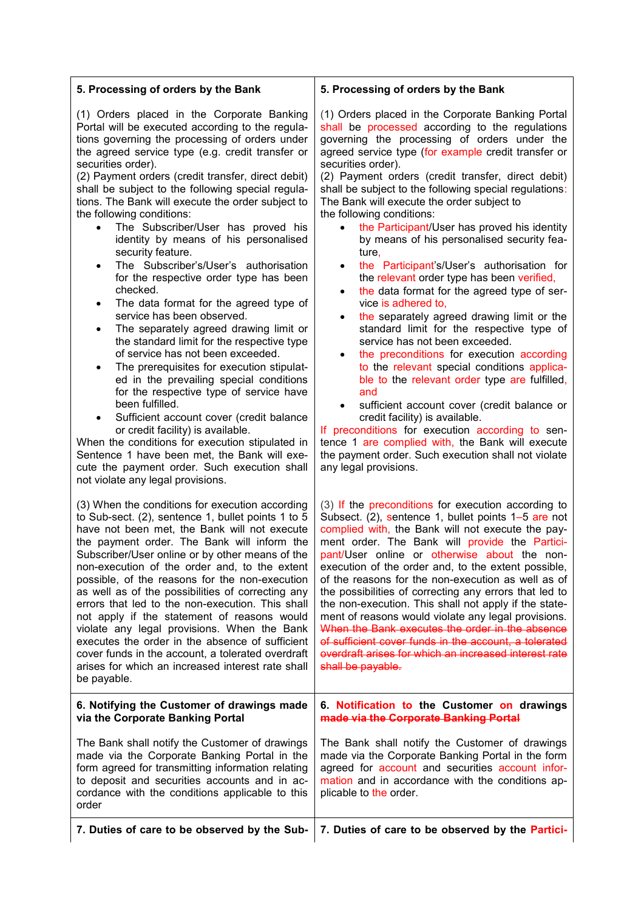| 5. Processing of orders by the Bank | 5. Processing of orders by the Bank |
|---|---|
| (1) Orders placed in the Corporate Banking Portal will be executed according to the regulations governing the processing of orders under the agreed service type (e.g. credit transfer or securities order).<br>(2) Payment orders (credit transfer, direct debit) shall be subject to the following special regulations. The Bank will execute the order subject to the following conditions:<br>• The Subscriber/User has proved his identity by means of his personalised security feature.<br>• The Subscriber's/User's authorisation for the respective order type has been checked.<br>• The data format for the agreed type of service has been observed.<br>• The separately agreed drawing limit or the standard limit for the respective type of service has not been exceeded.<br>• The prerequisites for execution stipulated in the prevailing special conditions for the respective type of service have been fulfilled.<br>• Sufficient account cover (credit balance or credit facility) is available.<br>When the conditions for execution stipulated in Sentence 1 have been met, the Bank will execute the payment order. Such execution shall not violate any legal provisions. | (1) Orders placed in the Corporate Banking Portal shall be processed according to the regulations governing the processing of orders under the agreed service type (for example credit transfer or securities order).<br>(2) Payment orders (credit transfer, direct debit) shall be subject to the following special regulations:<br>The Bank will execute the order subject to the following conditions:<br>• the Participant/User has proved his identity by means of his personalised security feature,<br>• the Participant's/User's authorisation for the relevant order type has been verified,<br>• the data format for the agreed type of service is adhered to,<br>• the separately agreed drawing limit or the standard limit for the respective type of service has not been exceeded.<br>• the preconditions for execution according to the relevant special conditions applicable to the relevant order type are fulfilled, and<br>• sufficient account cover (credit balance or credit facility) is available.<br>If preconditions for execution according to sentence 1 are complied with, the Bank will execute the payment order. Such execution shall not violate any legal provisions. |
| (3) When the conditions for execution according to Sub-sect. (2), sentence 1, bullet points 1 to 5 have not been met, the Bank will not execute the payment order. The Bank will inform the Subscriber/User online or by other means of the non-execution of the order and, to the extent possible, of the reasons for the non-execution as well as of the possibilities of correcting any errors that led to the non-execution. This shall not apply if the statement of reasons would violate any legal provisions. When the Bank executes the order in the absence of sufficient cover funds in the account, a tolerated overdraft arises for which an increased interest rate shall be payable. | (3) If the preconditions for execution according to Subsect. (2), sentence 1, bullet points 1–5 are not complied with, the Bank will not execute the payment order. The Bank will provide the Participant/User online or otherwise about the non-execution of the order and, to the extent possible, of the reasons for the non-execution as well as of the possibilities of correcting any errors that led to the non-execution. This shall not apply if the statement of reasons would violate any legal provisions. ~~When the Bank executes the order in the absence of sufficient cover funds in the account, a tolerated overdraft arises for which an increased interest rate shall be payable.~~ |
| **6. Notifying the Customer of drawings made via the Corporate Banking Portal** | **6. Notification to the Customer on drawings ~~made via the Corporate Banking Portal~~** |
| The Bank shall notify the Customer of drawings made via the Corporate Banking Portal in the form agreed for transmitting information relating to deposit and securities accounts and in accordance with the conditions applicable to this order | The Bank shall notify the Customer of drawings made via the Corporate Banking Portal in the form agreed for account and securities account information and in accordance with the conditions applicable to the order. |
| **7. Duties of care to be observed by the Sub-** | **7. Duties of care to be observed by the Partici-** |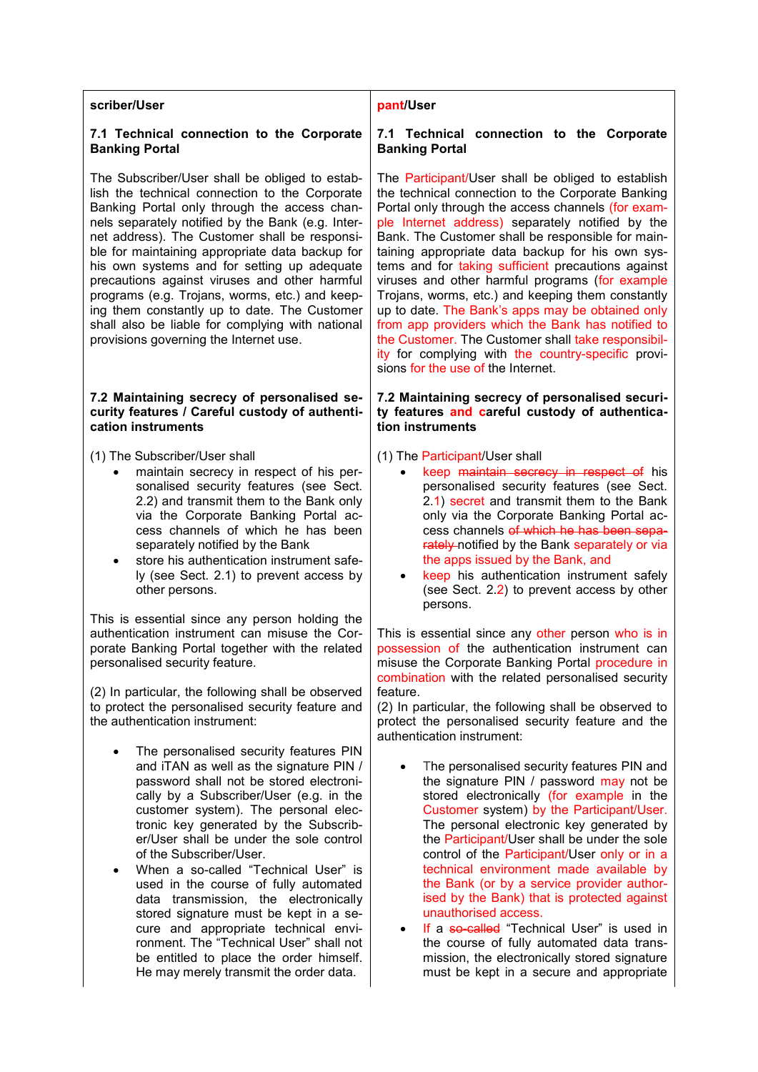| scriber/User | pant/User |
| --- | --- |
| **7.1 Technical connection to the Corporate Banking Portal** | **7.1 Technical connection to the Corporate Banking Portal** |
| The Subscriber/User shall be obliged to establish the technical connection to the Corporate Banking Portal only through the access channels separately notified by the Bank (e.g. Internet address). The Customer shall be responsible for maintaining appropriate data backup for his own systems and for setting up adequate precautions against viruses and other harmful programs (e.g. Trojans, worms, etc.) and keeping them constantly up to date. The Customer shall also be liable for complying with national provisions governing the Internet use. | The Participant/User shall be obliged to establish the technical connection to the Corporate Banking Portal only through the access channels (for example Internet address) separately notified by the Bank. The Customer shall be responsible for maintaining appropriate data backup for his own systems and for taking sufficient precautions against viruses and other harmful programs (for example Trojans, worms, etc.) and keeping them constantly up to date. The Bank's apps may be obtained only from app providers which the Bank has notified to the Customer. The Customer shall take responsibility for complying with the country-specific provisions for the use of the Internet. |
| **7.2 Maintaining secrecy of personalised security features / Careful custody of authentication instruments** | **7.2 Maintaining secrecy of personalised security features and careful custody of authentication instruments** |
| (1) The Subscriber/User shall<br>• maintain secrecy in respect of his personalised security features (see Sect. 2.2) and transmit them to the Bank only via the Corporate Banking Portal access channels of which he has been separately notified by the Bank<br>• store his authentication instrument safely (see Sect. 2.1) to prevent access by other persons.<br><br>This is essential since any person holding the authentication instrument can misuse the Corporate Banking Portal together with the related personalised security feature.<br><br>(2) In particular, the following shall be observed to protect the personalised security feature and the authentication instrument:<br><br>• The personalised security features PIN and iTAN as well as the signature PIN / password shall not be stored electronically by a Subscriber/User (e.g. in the customer system). The personal electronic key generated by the Subscriber/User shall be under the sole control of the Subscriber/User.<br>• When a so-called "Technical User" is used in the course of fully automated data transmission, the electronically stored signature must be kept in a secure and appropriate technical environment. The "Technical User" shall not be entitled to place the order himself. He may merely transmit the order data. | (1) The Participant/User shall<br>• keep ~~maintain secrecy in respect of~~ his personalised security features (see Sect. 2.1) secret and transmit them to the Bank only via the Corporate Banking Portal access channels ~~of which he has been separately~~ notified by the Bank separately or via the apps issued by the Bank, and<br>• keep his authentication instrument safely (see Sect. 2.2) to prevent access by other persons.<br><br>This is essential since any other person who is in possession of the authentication instrument can misuse the Corporate Banking Portal procedure in combination with the related personalised security feature.<br>(2) In particular, the following shall be observed to protect the personalised security feature and the authentication instrument:<br><br>• The personalised security features PIN and the signature PIN / password may not be stored electronically (for example in the Customer system) by the Participant/User. The personal electronic key generated by the Participant/User shall be under the sole control of the Participant/User only or in a technical environment made available by the Bank (or by a service provider authorised by the Bank) that is protected against unauthorised access.<br>• If a ~~so-called~~ "Technical User" is used in the course of fully automated data transmission, the electronically stored signature must be kept in a secure and appropriate |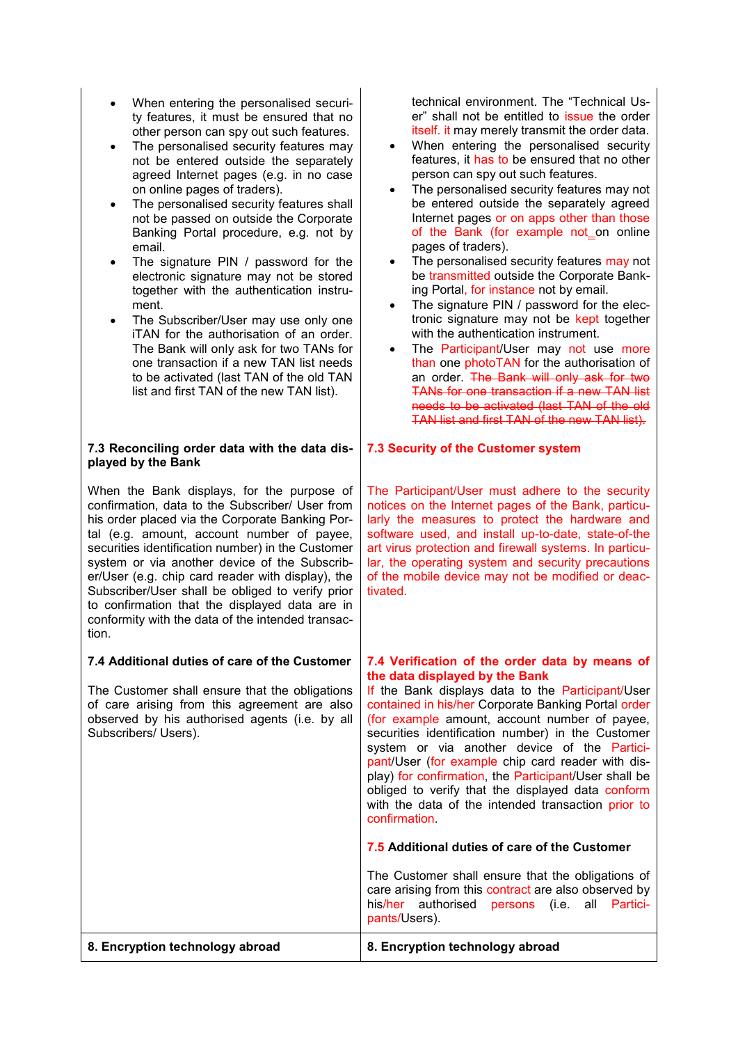| | |
|---|---|
| • When entering the personalised security features, it must be ensured that no other person can spy out such features.<br>• The personalised security features may not be entered outside the separately agreed Internet pages (e.g. in no case on online pages of traders).<br>• The personalised security features shall not be passed on outside the Corporate Banking Portal procedure, e.g. not by email.<br>• The signature PIN / password for the electronic signature may not be stored together with the authentication instrument.<br>• The Subscriber/User may use only one iTAN for the authorisation of an order. The Bank will only ask for two TANs for one transaction if a new TAN list needs to be activated (last TAN of the old TAN list and first TAN of the new TAN list). | technical environment. The "Technical User" shall not be entitled to issue the order itself. it may merely transmit the order data.<br>• When entering the personalised security features, it has to be ensured that no other person can spy out such features.<br>• The personalised security features may not be entered outside the separately agreed Internet pages or on apps other than those of the Bank (for example not on online pages of traders).<br>• The personalised security features may not be transmitted outside the Corporate Banking Portal, for instance not by email.<br>• The signature PIN / password for the electronic signature may not be kept together with the authentication instrument.<br>• The Participant/User may not use more than one photoTAN for the authorisation of an order. ~~The Bank will only ask for two TANs for one transaction if a new TAN list needs to be activated (last TAN of the old TAN list and first TAN of the new TAN list).~~ |
| **7.3 Reconciling order data with the data displayed by the Bank** | **7.3 Security of the Customer system** |
| When the Bank displays, for the purpose of confirmation, data to the Subscriber/ User from his order placed via the Corporate Banking Portal (e.g. amount, account number of payee, securities identification number) in the Customer system or via another device of the Subscriber/User (e.g. chip card reader with display), the Subscriber/User shall be obliged to verify prior to confirmation that the displayed data are in conformity with the data of the intended transaction. | The Participant/User must adhere to the security notices on the Internet pages of the Bank, particularly the measures to protect the hardware and software used, and install up-to-date, state-of-the art virus protection and firewall systems. In particular, the operating system and security precautions of the mobile device may not be modified or deactivated. |
| **7.4 Additional duties of care of the Customer**<br><br>The Customer shall ensure that the obligations of care arising from this agreement are also observed by his authorised agents (i.e. by all Subscribers/ Users). | **7.4 Verification of the order data by means of the data displayed by the Bank**<br>If the Bank displays data to the Participant/User contained in his/her Corporate Banking Portal order (for example amount, account number of payee, securities identification number) in the Customer system or via another device of the Participant/User (for example chip card reader with display) for confirmation, the Participant/User shall be obliged to verify that the displayed data conform with the data of the intended transaction prior to confirmation.<br><br>**7.5 Additional duties of care of the Customer**<br><br>The Customer shall ensure that the obligations of care arising from this contract are also observed by his/her authorised persons (i.e. all Participants/Users). |
| **8. Encryption technology abroad** | **8. Encryption technology abroad** |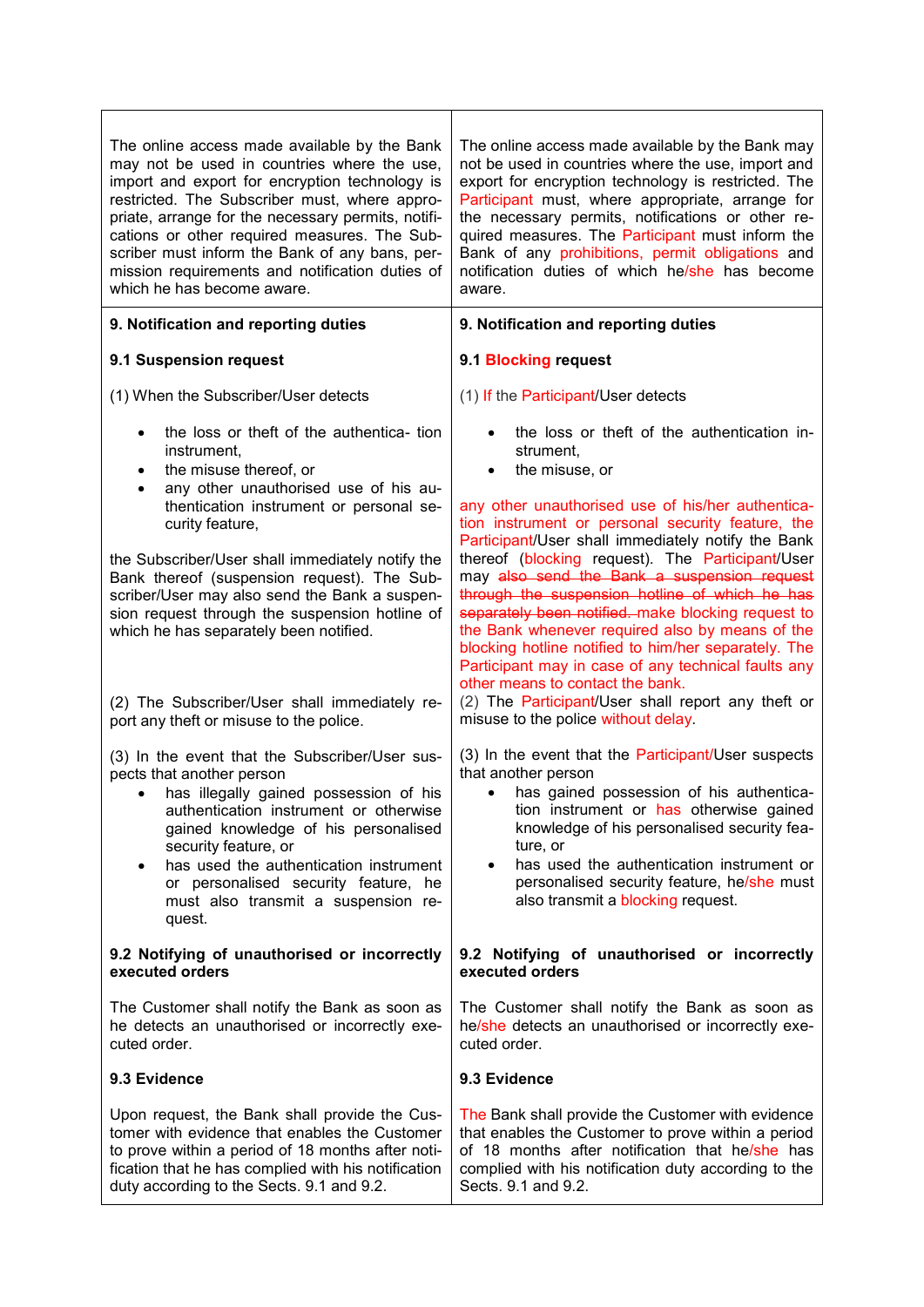| | |
|---|---|
| The online access made available by the Bank may not be used in countries where the use, import and export for encryption technology is restricted. The Subscriber must, where appropriate, arrange for the necessary permits, notifications or other required measures. The Subscriber must inform the Bank of any bans, permission requirements and notification duties of which he has become aware. | The online access made available by the Bank may not be used in countries where the use, import and export for encryption technology is restricted. The Participant must, where appropriate, arrange for the necessary permits, notifications or other required measures. The Participant must inform the Bank of any prohibitions, permit obligations and notification duties of which he/she has become aware. |
| **9. Notification and reporting duties** | **9. Notification and reporting duties** |
| **9.1 Suspension request** | **9.1 Blocking request** |
| (1) When the Subscriber/User detects<br>• the loss or theft of the authentica- tion instrument,<br>• the misuse thereof, or<br>• any other unauthorised use of his authentication instrument or personal security feature,<br><br>the Subscriber/User shall immediately notify the Bank thereof (suspension request). The Subscriber/User may also send the Bank a suspension request through the suspension hotline of which he has separately been notified. | (1) If the Participant/User detects<br>• the loss or theft of the authentication instrument,<br>• the misuse, or<br><br>any other unauthorised use of his/her authentication instrument or personal security feature, the Participant/User shall immediately notify the Bank thereof (blocking request). The Participant/User may ~~also send the Bank a suspension request through the suspension hotline of which he has separately been notified.~~ make blocking request to the Bank whenever required also by means of the blocking hotline notified to him/her separately. The Participant may in case of any technical faults any other means to contact the bank. |
| (2) The Subscriber/User shall immediately report any theft or misuse to the police. | (2) The Participant/User shall report any theft or misuse to the police without delay. |
| (3) In the event that the Subscriber/User suspects that another person<br>• has illegally gained possession of his authentication instrument or otherwise gained knowledge of his personalised security feature, or<br>• has used the authentication instrument or personalised security feature, he must also transmit a suspension request. | (3) In the event that the Participant/User suspects that another person<br>• has gained possession of his authentication instrument or has otherwise gained knowledge of his personalised security feature, or<br>• has used the authentication instrument or personalised security feature, he/she must also transmit a blocking request. |
| **9.2 Notifying of unauthorised or incorrectly executed orders** | **9.2 Notifying of unauthorised or incorrectly executed orders** |
| The Customer shall notify the Bank as soon as he detects an unauthorised or incorrectly executed order. | The Customer shall notify the Bank as soon as he/she detects an unauthorised or incorrectly executed order. |
| **9.3 Evidence** | **9.3 Evidence** |
| Upon request, the Bank shall provide the Customer with evidence that enables the Customer to prove within a period of 18 months after notification that he has complied with his notification duty according to the Sects. 9.1 and 9.2. | The Bank shall provide the Customer with evidence that enables the Customer to prove within a period of 18 months after notification that he/she has complied with his notification duty according to the Sects. 9.1 and 9.2. |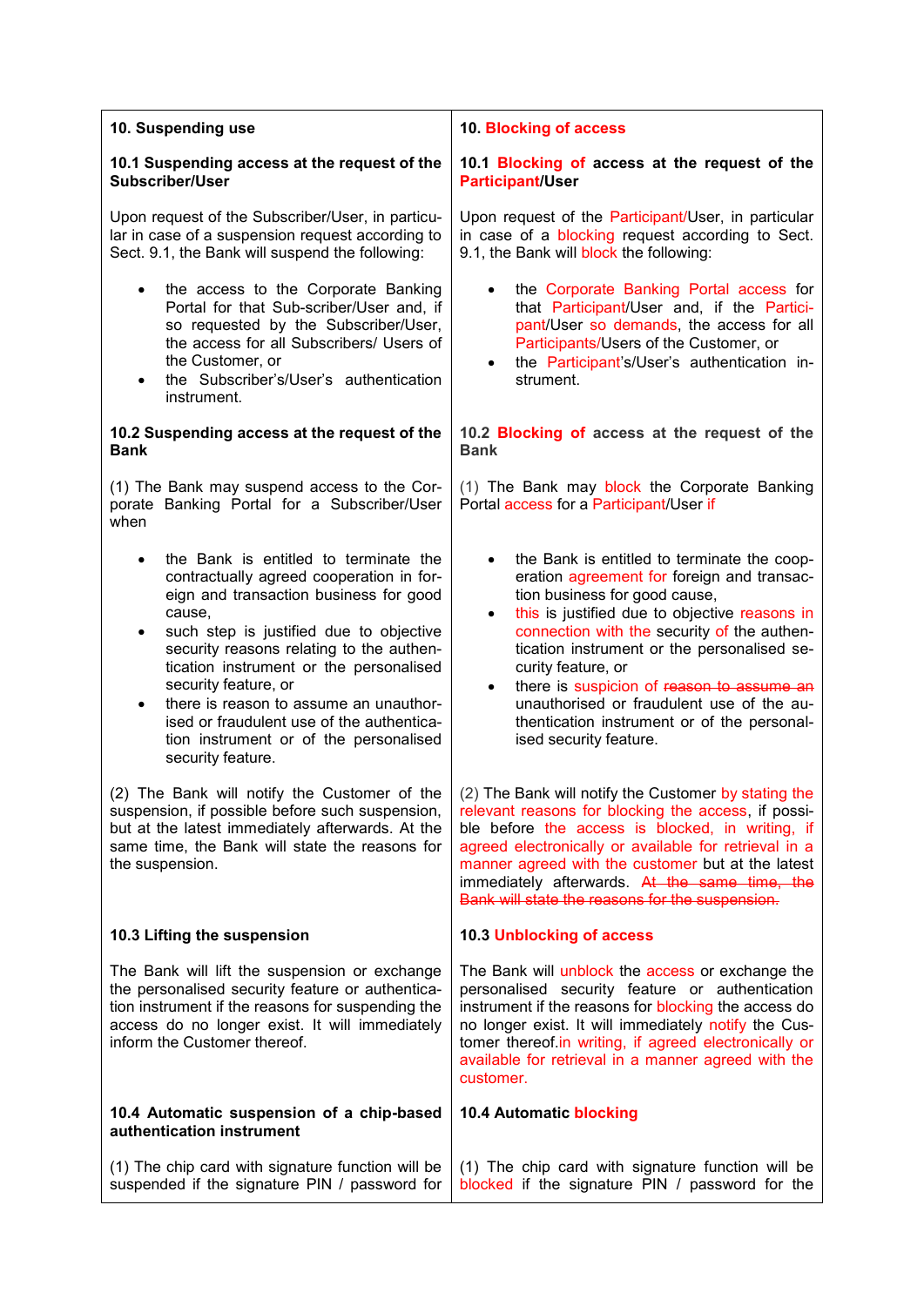| 10. Suspending use | 10. Blocking of access |
|---|---|
| **10.1 Suspending access at the request of the Subscriber/User** | **10.1 Blocking of access at the request of the Participant/User** |
| Upon request of the Subscriber/User, in particular in case of a suspension request according to Sect. 9.1, the Bank will suspend the following:<br>• the access to the Corporate Banking Portal for that Sub-scriber/User and, if so requested by the Subscriber/User, the access for all Subscribers/ Users of the Customer, or<br>• the Subscriber's/User's authentication instrument. | Upon request of the Participant/User, in particular in case of a blocking request according to Sect. 9.1, the Bank will block the following:<br>• the Corporate Banking Portal access for that Participant/User and, if the Participant/User so demands, the access for all Participants/Users of the Customer, or<br>• the Participant's/User's authentication instrument. |
| **10.2 Suspending access at the request of the Bank** | **10.2 Blocking of access at the request of the Bank** |
| (1) The Bank may suspend access to the Corporate Banking Portal for a Subscriber/User when<br>• the Bank is entitled to terminate the contractually agreed cooperation in foreign and transaction business for good cause,<br>• such step is justified due to objective security reasons relating to the authentication instrument or the personalised security feature, or<br>• there is reason to assume an unauthorised or fraudulent use of the authentication instrument or of the personalised security feature. | (1) The Bank may block the Corporate Banking Portal access for a Participant/User if<br>• the Bank is entitled to terminate the cooperation agreement for foreign and transaction business for good cause,<br>• this is justified due to objective reasons in connection with the security of the authentication instrument or the personalised security feature, or<br>• there is suspicion of ~~reason to assume an~~ unauthorised or fraudulent use of the authentication instrument or of the personalised security feature. |
| (2) The Bank will notify the Customer of the suspension, if possible before such suspension, but at the latest immediately afterwards. At the same time, the Bank will state the reasons for the suspension. | (2) The Bank will notify the Customer by stating the relevant reasons for blocking the access, if possible before the access is blocked, in writing, if agreed electronically or available for retrieval in a manner agreed with the customer but at the latest immediately afterwards. ~~At the same time, the Bank will state the reasons for the suspension.~~ |
| **10.3 Lifting the suspension** | **10.3 Unblocking of access** |
| The Bank will lift the suspension or exchange the personalised security feature or authentication instrument if the reasons for suspending the access do no longer exist. It will immediately inform the Customer thereof. | The Bank will unblock the access or exchange the personalised security feature or authentication instrument if the reasons for blocking the access do no longer exist. It will immediately notify the Customer thereof.in writing, if agreed electronically or available for retrieval in a manner agreed with the customer. |
| **10.4 Automatic suspension of a chip-based authentication instrument** | **10.4 Automatic blocking** |
| (1) The chip card with signature function will be suspended if the signature PIN / password for | (1) The chip card with signature function will be blocked if the signature PIN / password for the |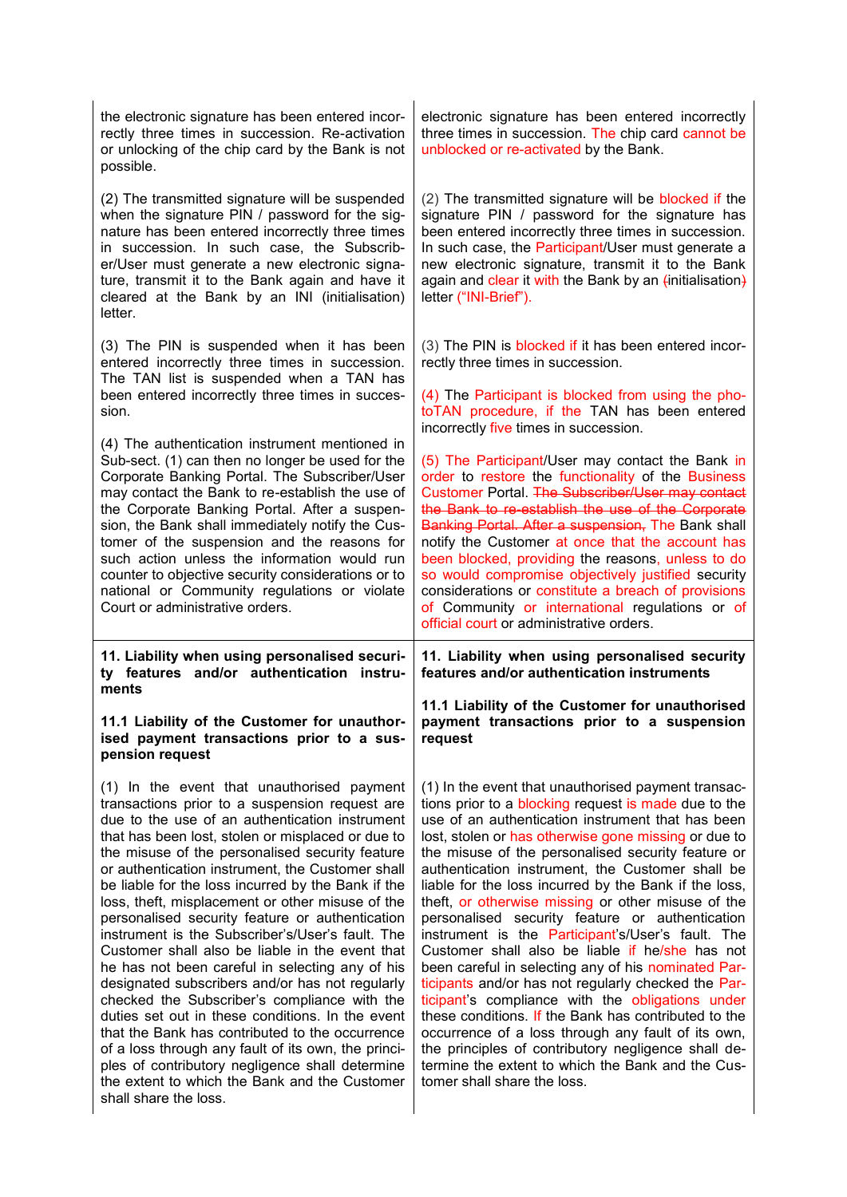| | |
|---|---|
| the electronic signature has been entered incorrectly three times in succession. Re-activation or unlocking of the chip card by the Bank is not possible. | electronic signature has been entered incorrectly three times in succession. The chip card cannot be unblocked or re-activated by the Bank. |
| (2) The transmitted signature will be suspended when the signature PIN / password for the signature has been entered incorrectly three times in succession. In such case, the Subscriber/User must generate a new electronic signature, transmit it to the Bank again and have it cleared at the Bank by an INI (initialisation) letter. | (2) The transmitted signature will be blocked if the signature PIN / password for the signature has been entered incorrectly three times in succession. In such case, the Participant/User must generate a new electronic signature, transmit it to the Bank again and clear it with the Bank by an ~~(~~initialisation~~)~~ letter ("INI-Brief"). |
| (3) The PIN is suspended when it has been entered incorrectly three times in succession. The TAN list is suspended when a TAN has been entered incorrectly three times in succession. | (3) The PIN is blocked if it has been entered incorrectly three times in succession.<br><br>(4) The Participant is blocked from using the photoTAN procedure, if the TAN has been entered incorrectly five times in succession. |
| (4) The authentication instrument mentioned in Sub-sect. (1) can then no longer be used for the Corporate Banking Portal. The Subscriber/User may contact the Bank to re-establish the use of the Corporate Banking Portal. After a suspension, the Bank shall immediately notify the Customer of the suspension and the reasons for such action unless the information would run counter to objective security considerations or to national or Community regulations or violate Court or administrative orders. | (5) The Participant/User may contact the Bank in order to restore the functionality of the Business Customer Portal. ~~The Subscriber/User may contact the Bank to re-establish the use of the Corporate Banking Portal. After a suspension,~~ The Bank shall notify the Customer at once that the account has been blocked, providing the reasons, unless to do so would compromise objectively justified security considerations or constitute a breach of provisions of Community or international regulations or of official court or administrative orders. |
| **11. Liability when using personalised security features and/or authentication instruments**<br><br>**11.1 Liability of the Customer for unauthorised payment transactions prior to a suspension request** | **11. Liability when using personalised security features and/or authentication instruments**<br><br>**11.1 Liability of the Customer for unauthorised payment transactions prior to a suspension request** |
| (1) In the event that unauthorised payment transactions prior to a suspension request are due to the use of an authentication instrument that has been lost, stolen or misplaced or due to the misuse of the personalised security feature or authentication instrument, the Customer shall be liable for the loss incurred by the Bank if the loss, theft, misplacement or other misuse of the personalised security feature or authentication instrument is the Subscriber's/User's fault. The Customer shall also be liable in the event that he has not been careful in selecting any of his designated subscribers and/or has not regularly checked the Subscriber's compliance with the duties set out in these conditions. In the event that the Bank has contributed to the occurrence of a loss through any fault of its own, the principles of contributory negligence shall determine the extent to which the Bank and the Customer shall share the loss. | (1) In the event that unauthorised payment transactions prior to a blocking request is made due to the use of an authentication instrument that has been lost, stolen or has otherwise gone missing or due to the misuse of the personalised security feature or authentication instrument, the Customer shall be liable for the loss incurred by the Bank if the loss, theft, or otherwise missing or other misuse of the personalised security feature or authentication instrument is the Participant's/User's fault. The Customer shall also be liable if he/she has not been careful in selecting any of his nominated Participants and/or has not regularly checked the Participant's compliance with the obligations under these conditions. If the Bank has contributed to the occurrence of a loss through any fault of its own, the principles of contributory negligence shall determine the extent to which the Bank and the Customer shall share the loss. |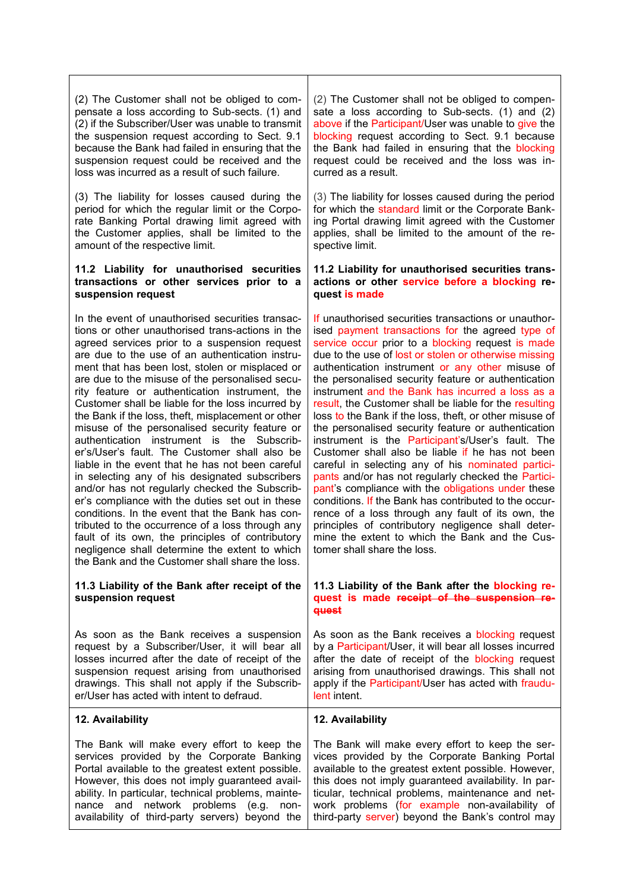| | |
|---|---|
| (2) The Customer shall not be obliged to compensate a loss according to Sub-sects. (1) and (2) if the Subscriber/User was unable to transmit the suspension request according to Sect. 9.1 because the Bank had failed in ensuring that the suspension request could be received and the loss was incurred as a result of such failure. | (2) The Customer shall not be obliged to compensate a loss according to Sub-sects. (1) and (2) above if the Participant/User was unable to give the blocking request according to Sect. 9.1 because the Bank had failed in ensuring that the blocking request could be received and the loss was incurred as a result. |
| (3) The liability for losses caused during the period for which the regular limit or the Corporate Banking Portal drawing limit agreed with the Customer applies, shall be limited to the amount of the respective limit. | (3) The liability for losses caused during the period for which the standard limit or the Corporate Banking Portal drawing limit agreed with the Customer applies, shall be limited to the amount of the respective limit. |
| **11.2 Liability for unauthorised securities transactions or other services prior to a suspension request** | **11.2 Liability for unauthorised securities transactions or other service before a blocking request is made** |
| In the event of unauthorised securities transactions or other unauthorised trans-actions in the agreed services prior to a suspension request are due to the use of an authentication instrument that has been lost, stolen or misplaced or are due to the misuse of the personalised security feature or authentication instrument, the Customer shall be liable for the loss incurred by the Bank if the loss, theft, misplacement or other misuse of the personalised security feature or authentication instrument is the Subscriber's/User's fault. The Customer shall also be liable in the event that he has not been careful in selecting any of his designated subscribers and/or has not regularly checked the Subscriber's compliance with the duties set out in these conditions. In the event that the Bank has contributed to the occurrence of a loss through any fault of its own, the principles of contributory negligence shall determine the extent to which the Bank and the Customer shall share the loss. | If unauthorised securities transactions or unauthorised payment transactions for the agreed type of service occur prior to a blocking request is made due to the use of lost or stolen or otherwise missing authentication instrument or any other misuse of the personalised security feature or authentication instrument and the Bank has incurred a loss as a result, the Customer shall be liable for the resulting loss to the Bank if the loss, theft, or other misuse of the personalised security feature or authentication instrument is the Participant's/User's fault. The Customer shall also be liable if he has not been careful in selecting any of his nominated participants and/or has not regularly checked the Participant's compliance with the obligations under these conditions. If the Bank has contributed to the occurrence of a loss through any fault of its own, the principles of contributory negligence shall determine the extent to which the Bank and the Customer shall share the loss. |
| **11.3 Liability of the Bank after receipt of the suspension request** | **11.3 Liability of the Bank after the blocking request is made ~~receipt of the suspension request~~** |
| As soon as the Bank receives a suspension request by a Subscriber/User, it will bear all losses incurred after the date of receipt of the suspension request arising from unauthorised drawings. This shall not apply if the Subscriber/User has acted with intent to defraud. | As soon as the Bank receives a blocking request by a Participant/User, it will bear all losses incurred after the date of receipt of the blocking request arising from unauthorised drawings. This shall not apply if the Participant/User has acted with fraudulent intent. |
| **12. Availability** | **12. Availability** |
| The Bank will make every effort to keep the services provided by the Corporate Banking Portal available to the greatest extent possible. However, this does not imply guaranteed availability. In particular, technical problems, maintenance and network problems (e.g. non-availability of third-party servers) beyond the | The Bank will make every effort to keep the services provided by the Corporate Banking Portal available to the greatest extent possible. However, this does not imply guaranteed availability. In particular, technical problems, maintenance and network problems (for example non-availability of third-party server) beyond the Bank's control may |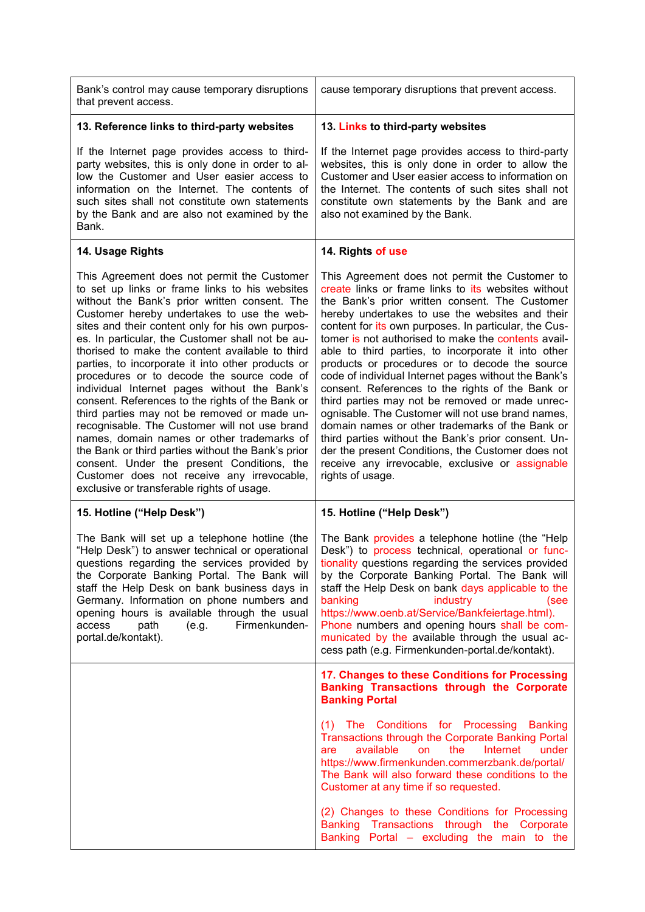| | |
|---|---|
| Bank's control may cause temporary disruptions that prevent access. | cause temporary disruptions that prevent access. |
| **13. Reference links to third-party websites**<br><br>If the Internet page provides access to third-party websites, this is only done in order to allow the Customer and User easier access to information on the Internet. The contents of such sites shall not constitute own statements by the Bank and are also not examined by the Bank. | **13. Links to third-party websites**<br><br>If the Internet page provides access to third-party websites, this is only done in order to allow the Customer and User easier access to information on the Internet. The contents of such sites shall not constitute own statements by the Bank and are also not examined by the Bank. |
| **14. Usage Rights**<br><br>This Agreement does not permit the Customer to set up links or frame links to his websites without the Bank's prior written consent. The Customer hereby undertakes to use the websites and their content only for his own purposes. In particular, the Customer shall not be authorised to make the content available to third parties, to incorporate it into other products or procedures or to decode the source code of individual Internet pages without the Bank's consent. References to the rights of the Bank or third parties may not be removed or made unrecognisable. The Customer will not use brand names, domain names or other trademarks of the Bank or third parties without the Bank's prior consent. Under the present Conditions, the Customer does not receive any irrevocable, exclusive or transferable rights of usage. | **14. Rights of use**<br><br>This Agreement does not permit the Customer to create links or frame links to its websites without the Bank's prior written consent. The Customer hereby undertakes to use the websites and their content for its own purposes. In particular, the Customer is not authorised to make the contents available to third parties, to incorporate it into other products or procedures or to decode the source code of individual Internet pages without the Bank's consent. References to the rights of the Bank or third parties may not be removed or made unrecognisable. The Customer will not use brand names, domain names or other trademarks of the Bank or third parties without the Bank's prior consent. Under the present Conditions, the Customer does not receive any irrevocable, exclusive or assignable rights of usage. |
| **15. Hotline ("Help Desk")**<br><br>The Bank will set up a telephone hotline (the "Help Desk") to answer technical or operational questions regarding the services provided by the Corporate Banking Portal. The Bank will staff the Help Desk on bank business days in Germany. Information on phone numbers and opening hours is available through the usual access path (e.g. Firmenkunden-portal.de/kontakt). | **15. Hotline ("Help Desk")**<br><br>The Bank provides a telephone hotline (the "Help Desk") to process technical, operational or functionality questions regarding the services provided by the Corporate Banking Portal. The Bank will staff the Help Desk on bank days applicable to the banking industry (see https://www.oenb.at/Service/Bankfeiertage.html). Phone numbers and opening hours shall be communicated by the available through the usual access path (e.g. Firmenkunden-portal.de/kontakt). |
| | **17. Changes to these Conditions for Processing Banking Transactions through the Corporate Banking Portal**<br><br>(1) The Conditions for Processing Banking Transactions through the Corporate Banking Portal are available on the Internet under https://www.firmenkunden.commerzbank.de/portal/ The Bank will also forward these conditions to the Customer at any time if so requested.<br><br>(2) Changes to these Conditions for Processing Banking Transactions through the Corporate Banking Portal – excluding the main to the |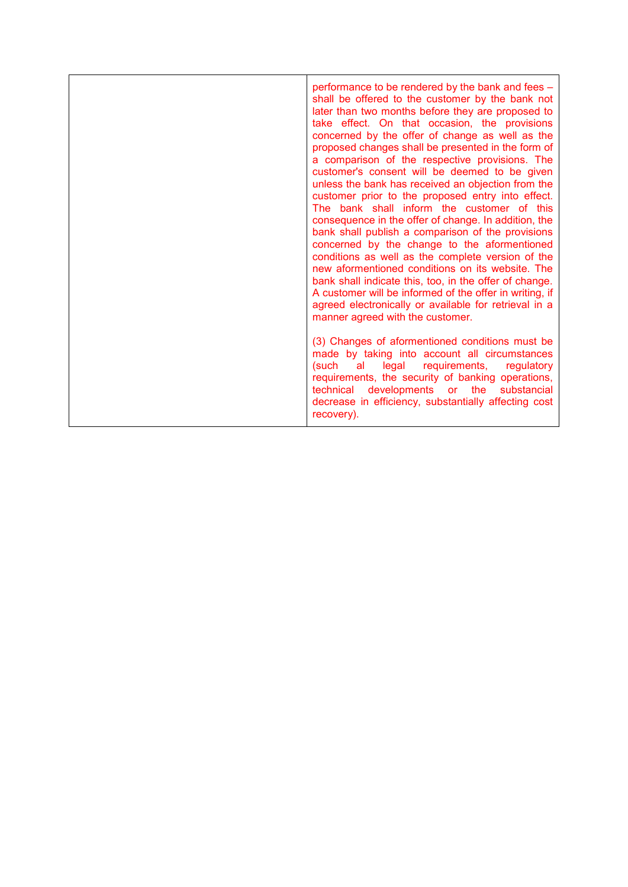| | |
|---|---|
| | performance to be rendered by the bank and fees – shall be offered to the customer by the bank not later than two months before they are proposed to take effect. On that occasion, the provisions concerned by the offer of change as well as the proposed changes shall be presented in the form of a comparison of the respective provisions. The customer's consent will be deemed to be given unless the bank has received an objection from the customer prior to the proposed entry into effect. The bank shall inform the customer of this consequence in the offer of change. In addition, the bank shall publish a comparison of the provisions concerned by the change to the aformentioned conditions as well as the complete version of the new aformentioned conditions on its website. The bank shall indicate this, too, in the offer of change. A customer will be informed of the offer in writing, if agreed electronically or available for retrieval in a manner agreed with the customer.<br><br>(3) Changes of aforementioned conditions must be made by taking into account all circumstances (such al legal requirements, regulatory requirements, the security of banking operations, technical developments or the substancial decrease in efficiency, substantially affecting cost recovery). |